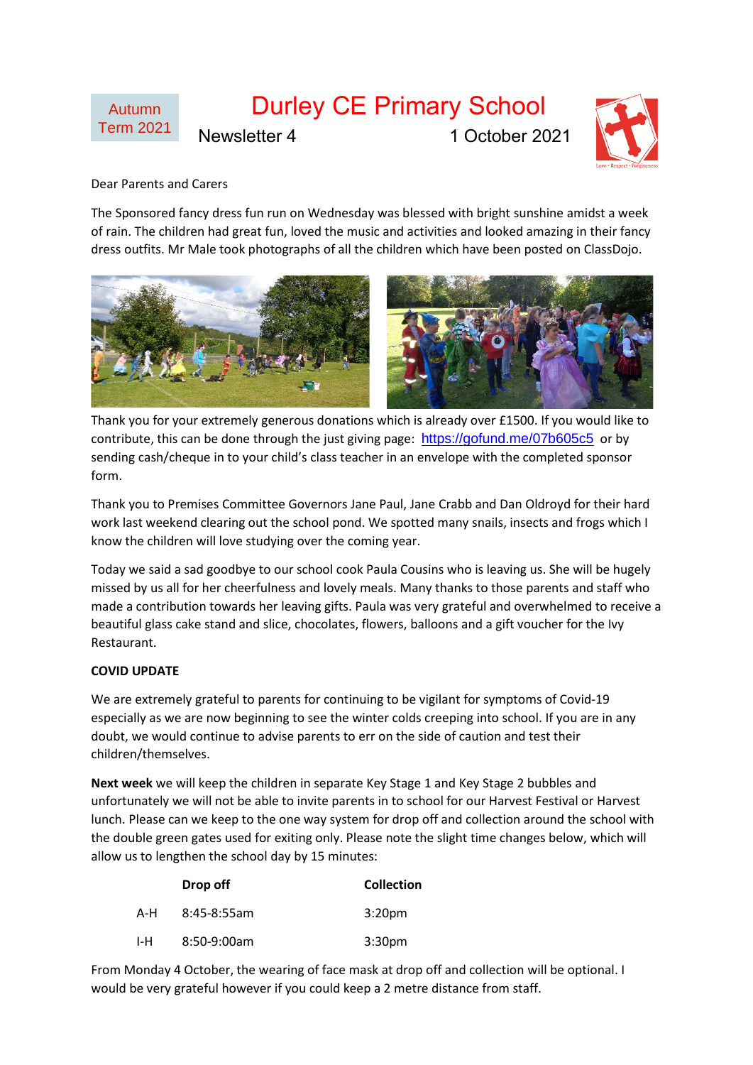Autumn Term 2021

# Durley CE Primary School

Newsletter 4 1 October 2021

Love • Respect • Forgiveness

Dear Parents and Carers

The Sponsored fancy dress fun run on Wednesday was blessed with bright sunshine amidst a week of rain. The children had great fun, loved the music and activities and looked amazing in their fancy dress outfits. Mr Male took photographs of all the children which have been posted on ClassDojo.

Thank you for your extremely generous donations which is already over £1500. If you would like to contribute, this can be done through the just giving page: https://gofund.me/07b605c5 or by sending cash/cheque in to your child's class teacher in an envelope with the completed sponsor form.

Thank you to Premises Committee Governors Jane Paul, Jane Crabb and Dan Oldroyd for their hard work last weekend clearing out the school pond. We spotted many snails, insects and frogs which I know the children will love studying over the coming year.

Today we said a sad goodbye to our school cook Paula Cousins who is leaving us. She will be hugely missed by us all for her cheerfulness and lovely meals. Many thanks to those parents and staff who made a contribution towards her leaving gifts. Paula was very grateful and overwhelmed to receive a beautiful glass cake stand and slice, chocolates, flowers, balloons and a gift voucher for the Ivy Restaurant.

**COVID UPDATE**

We are extremely grateful to parents for continuing to be vigilant for symptoms of Covid-19 especially as we are now beginning to see the winter colds creeping into school. If you are in any doubt, we would continue to advise parents to err on the side of caution and test their children/themselves.

**Next week** we will keep the children in separate Key Stage 1 and Key Stage 2 bubbles and unfortunately we will not be able to invite parents in to school for our Harvest Festival or Harvest lunch. Please can we keep to the one way system for drop off and collection around the school with the double green gates used for exiting only. Please note the slight time changes below, which will allow us to lengthen the school day by 15 minutes:

| | Drop off | Collection |
|---|---|---|
| A-H | 8:45-8:55am | 3:20pm |
| I-H | 8:50-9:00am | 3:30pm |

From Monday 4 October, the wearing of face mask at drop off and collection will be optional. I would be very grateful however if you could keep a 2 metre distance from staff.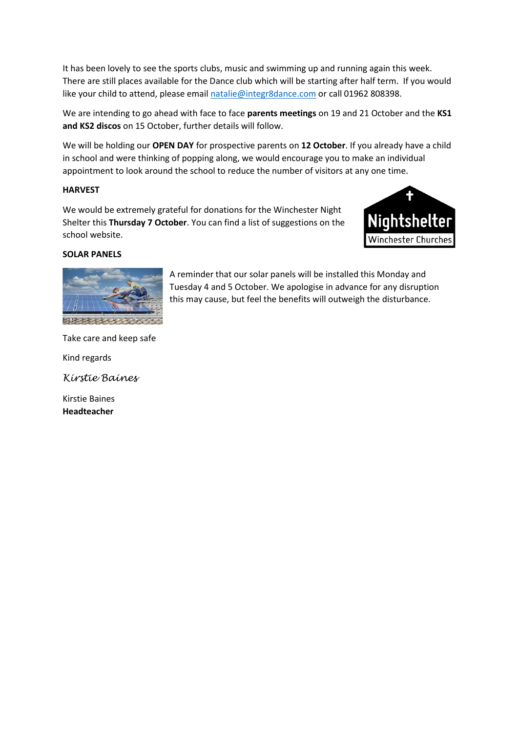It has been lovely to see the sports clubs, music and swimming up and running again this week. There are still places available for the Dance club which will be starting after half term. If you would like your child to attend, please email natalie@integr8dance.com or call 01962 808398.

We are intending to go ahead with face to face **parents meetings** on 19 and 21 October and the **KS1 and KS2 discos** on 15 October, further details will follow.

We will be holding our **OPEN DAY** for prospective parents on **12 October**. If you already have a child in school and were thinking of popping along, we would encourage you to make an individual appointment to look around the school to reduce the number of visitors at any one time.

**HARVEST**

We would be extremely grateful for donations for the Winchester Night Shelter this **Thursday 7 October**. You can find a list of suggestions on the school website.

**SOLAR PANELS**

A reminder that our solar panels will be installed this Monday and Tuesday 4 and 5 October. We apologise in advance for any disruption this may cause, but feel the benefits will outweigh the disturbance.

Take care and keep safe

Kind regards

*Kirstie Baines*

Kirstie Baines
**Headteacher**